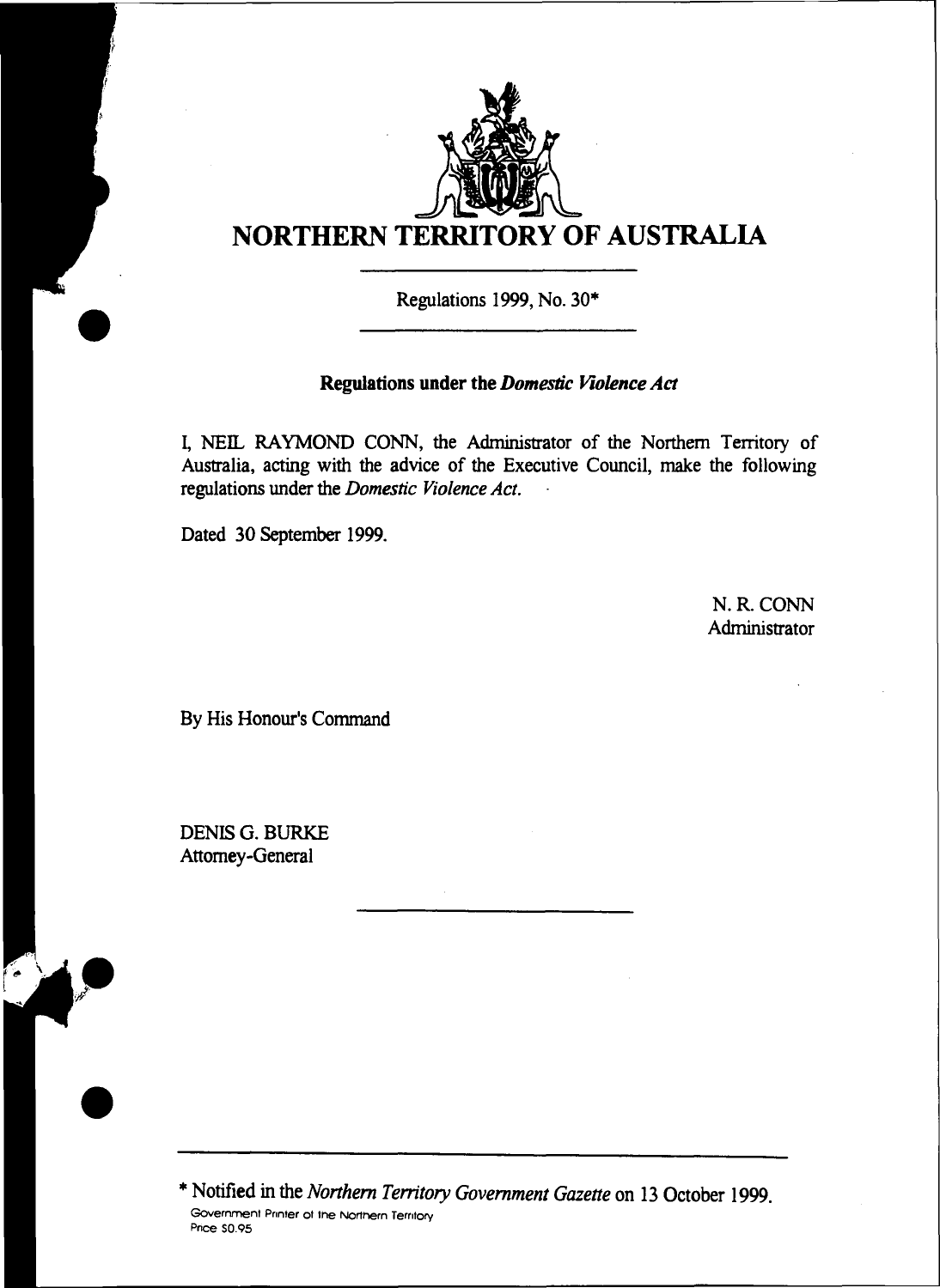# NORTHERN TERRITORY OF AUSTRALIA

Regulations 1999, No. 30*

**Regulations under the *Domestic Violence Act***

I, NEIL RAYMOND CONN, the Administrator of the Northern Territory of Australia, acting with the advice of the Executive Council, make the following regulations under the *Domestic Violence Act*.

Dated 30 September 1999.

N. R. CONN
Administrator

By His Honour's Command

DENIS G. BURKE
Attorney-General

---

\* Notified in the *Northern Territory Government Gazette* on 13 October 1999.

Government Printer of the Northern Territory
Price $0.95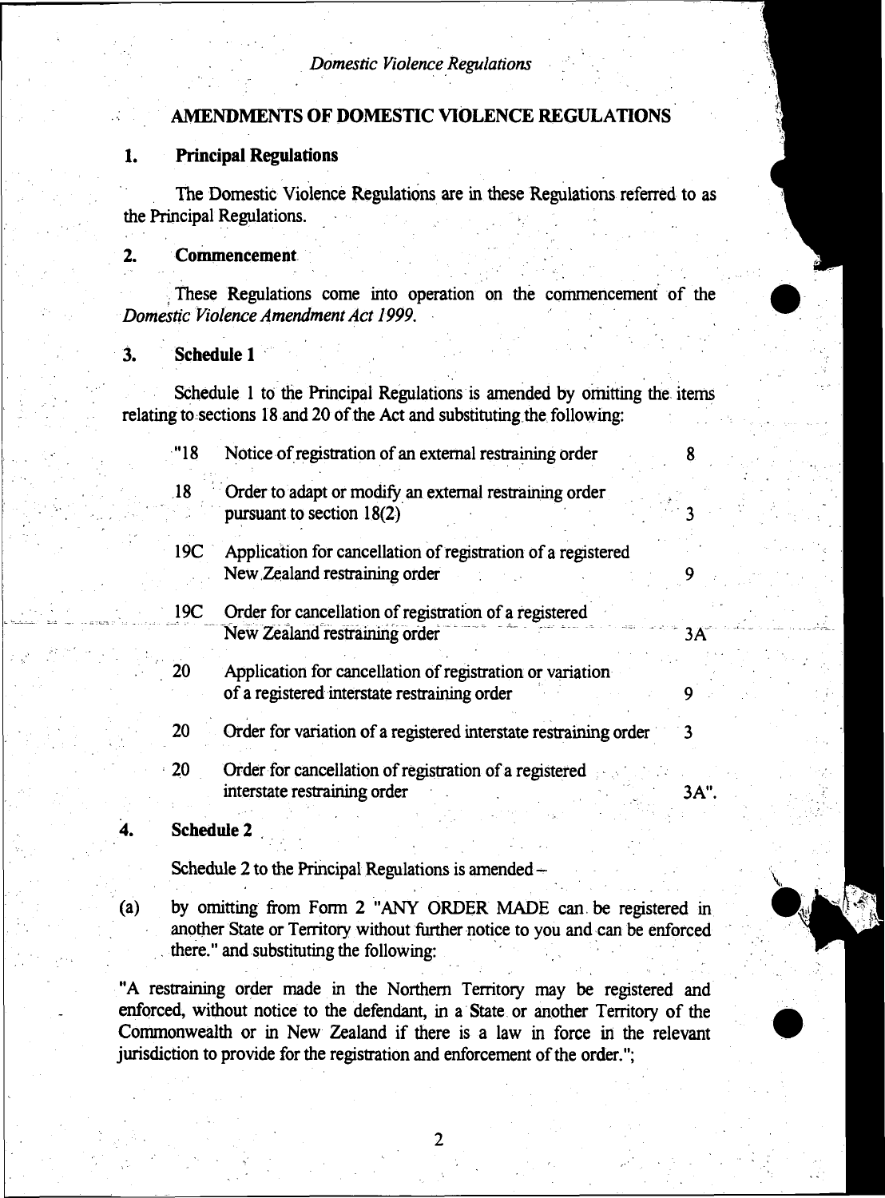## AMENDMENTS OF DOMESTIC VIOLENCE REGULATIONS

### 1. Principal Regulations

The Domestic Violence Regulations are in these Regulations referred to as the Principal Regulations.

### 2. Commencement

These Regulations come into operation on the commencement of the *Domestic Violence Amendment Act 1999.*

### 3. Schedule 1

Schedule 1 to the Principal Regulations is amended by omitting the items relating to sections 18 and 20 of the Act and substituting the following:

| | | |
|---|---|---|
| "18 | Notice of registration of an external restraining order | 8 |
| 18 | Order to adapt or modify an external restraining order pursuant to section 18(2) | 3 |
| 19C | Application for cancellation of registration of a registered New Zealand restraining order | 9 |
| 19C | Order for cancellation of registration of a registered New Zealand restraining order | 3A |
| 20 | Application for cancellation of registration or variation of a registered interstate restraining order | 9 |
| 20 | Order for variation of a registered interstate restraining order | 3 |
| 20 | Order for cancellation of registration of a registered interstate restraining order | 3A". |

### 4. Schedule 2

Schedule 2 to the Principal Regulations is amended –

(a) by omitting from Form 2 "ANY ORDER MADE can be registered in another State or Territory without further notice to you and can be enforced there." and substituting the following:

"A restraining order made in the Northern Territory may be registered and enforced, without notice to the defendant, in a State or another Territory of the Commonwealth or in New Zealand if there is a law in force in the relevant jurisdiction to provide for the registration and enforcement of the order.";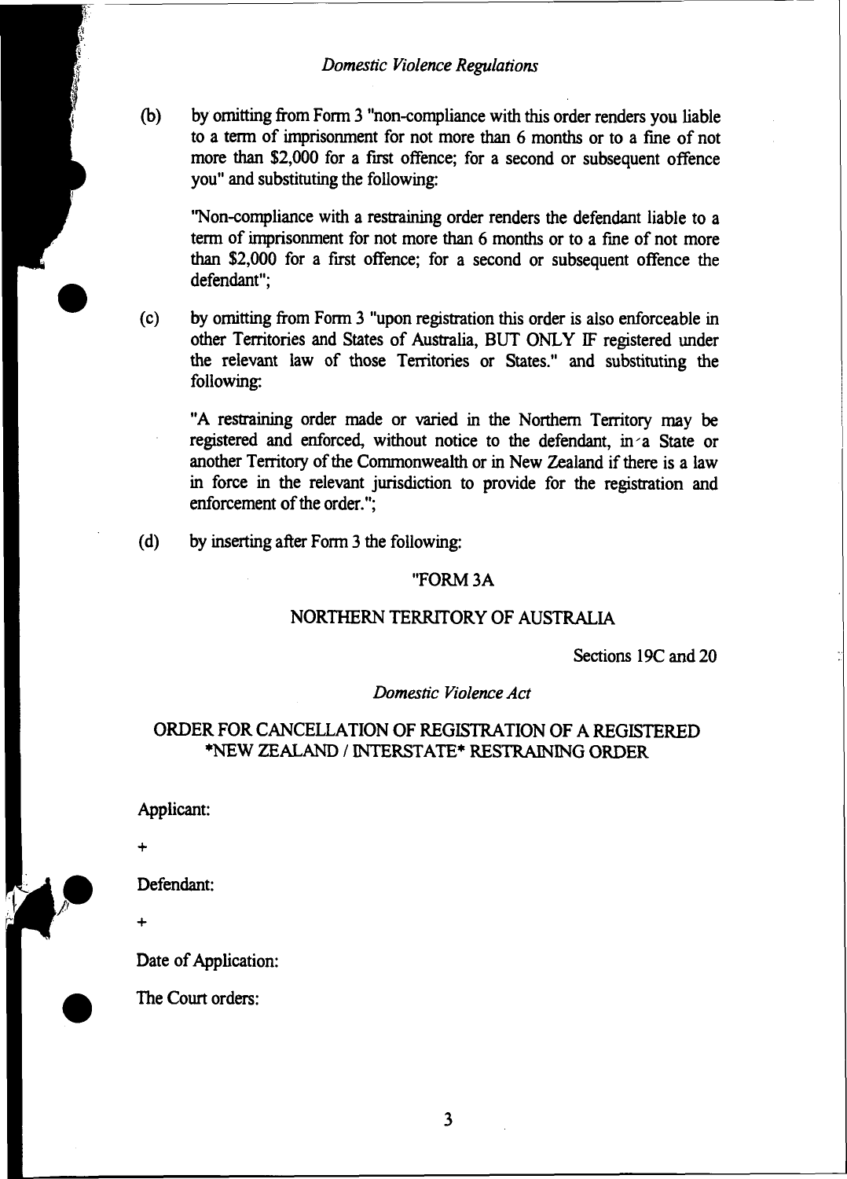(b) by omitting from Form 3 "non-compliance with this order renders you liable to a term of imprisonment for not more than 6 months or to a fine of not more than $2,000 for a first offence; for a second or subsequent offence you" and substituting the following:

> "Non-compliance with a restraining order renders the defendant liable to a term of imprisonment for not more than 6 months or to a fine of not more than $2,000 for a first offence; for a second or subsequent offence the defendant";

(c) by omitting from Form 3 "upon registration this order is also enforceable in other Territories and States of Australia, BUT ONLY IF registered under the relevant law of those Territories or States." and substituting the following:

> "A restraining order made or varied in the Northern Territory may be registered and enforced, without notice to the defendant, in a State or another Territory of the Commonwealth or in New Zealand if there is a law in force in the relevant jurisdiction to provide for the registration and enforcement of the order.";

(d) by inserting after Form 3 the following:

"FORM 3A

NORTHERN TERRITORY OF AUSTRALIA

Sections 19C and 20

*Domestic Violence Act*

ORDER FOR CANCELLATION OF REGISTRATION OF A REGISTERED *NEW ZEALAND / INTERSTATE* RESTRAINING ORDER

Applicant:

+

Defendant:

+

Date of Application:

The Court orders: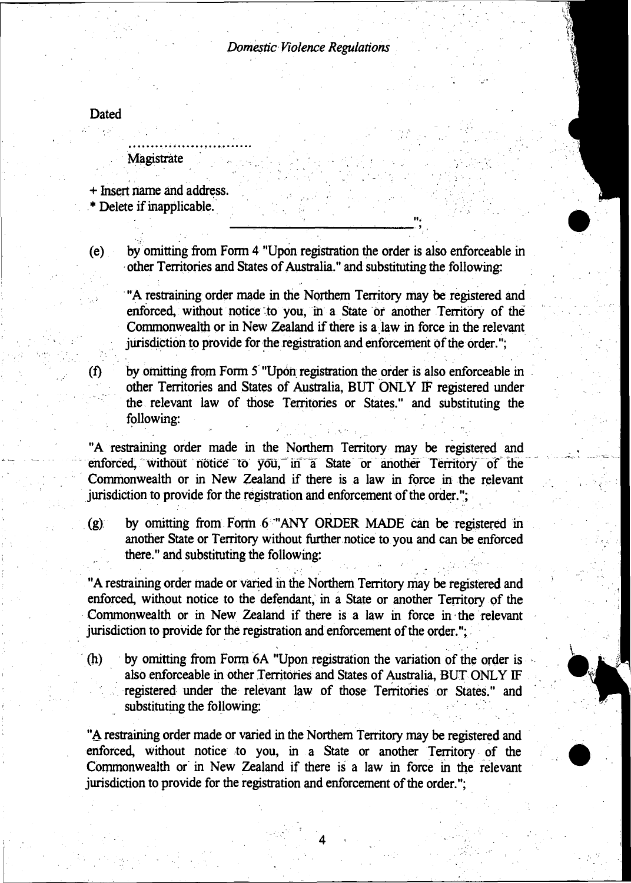Dated

...........................
Magistrate

+ Insert name and address.
* Delete if inapplicable.

______________________________";

(e) by omitting from Form 4 "Upon registration the order is also enforceable in other Territories and States of Australia." and substituting the following:

"A restraining order made in the Northern Territory may be registered and enforced, without notice to you, in a State or another Territory of the Commonwealth or in New Zealand if there is a law in force in the relevant jurisdiction to provide for the registration and enforcement of the order.";

(f) by omitting from Form 5 "Upon registration the order is also enforceable in other Territories and States of Australia, BUT ONLY IF registered under the relevant law of those Territories or States." and substituting the following:

"A restraining order made in the Northern Territory may be registered and enforced, without notice to you, in a State or another Territory of the Commonwealth or in New Zealand if there is a law in force in the relevant jurisdiction to provide for the registration and enforcement of the order.";

(g) by omitting from Form 6 "ANY ORDER MADE can be registered in another State or Territory without further notice to you and can be enforced there." and substituting the following:

"A restraining order made or varied in the Northern Territory may be registered and enforced, without notice to the defendant, in a State or another Territory of the Commonwealth or in New Zealand if there is a law in force in the relevant jurisdiction to provide for the registration and enforcement of the order.";

(h) by omitting from Form 6A "Upon registration the variation of the order is also enforceable in other Territories and States of Australia, BUT ONLY IF registered under the relevant law of those Territories or States." and substituting the following:

"A restraining order made or varied in the Northern Territory may be registered and enforced, without notice to you, in a State or another Territory of the Commonwealth or in New Zealand if there is a law in force in the relevant jurisdiction to provide for the registration and enforcement of the order.";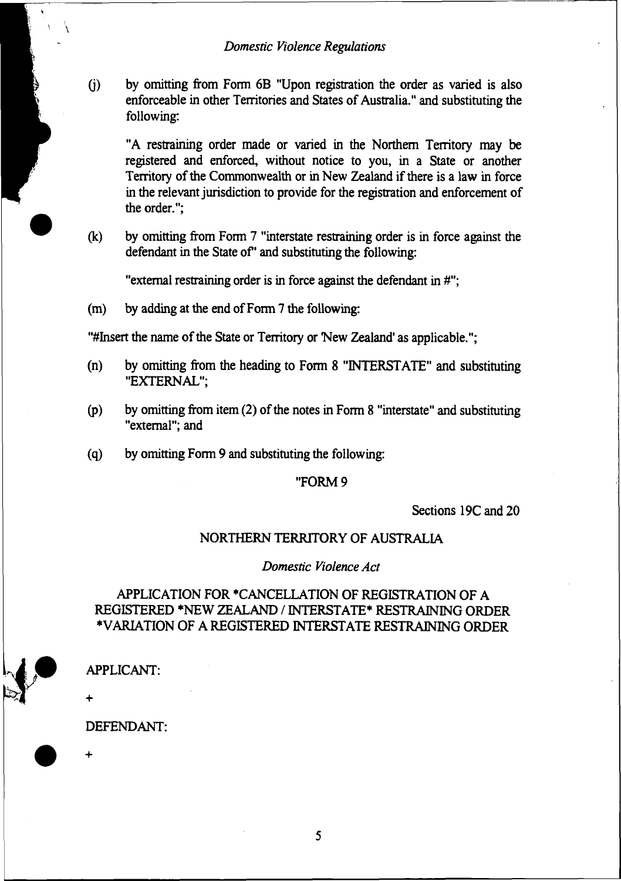(j) by omitting from Form 6B "Upon registration the order as varied is also enforceable in other Territories and States of Australia." and substituting the following:

"A restraining order made or varied in the Northern Territory may be registered and enforced, without notice to you, in a State or another Territory of the Commonwealth or in New Zealand if there is a law in force in the relevant jurisdiction to provide for the registration and enforcement of the order.";

(k) by omitting from Form 7 "interstate restraining order is in force against the defendant in the State of" and substituting the following:

"external restraining order is in force against the defendant in #";

(m) by adding at the end of Form 7 the following:

"#Insert the name of the State or Territory or 'New Zealand' as applicable.";

(n) by omitting from the heading to Form 8 "INTERSTATE" and substituting "EXTERNAL";

(p) by omitting from item (2) of the notes in Form 8 "interstate" and substituting "external"; and

(q) by omitting Form 9 and substituting the following:

"FORM 9

Sections 19C and 20

NORTHERN TERRITORY OF AUSTRALIA

*Domestic Violence Act*

APPLICATION FOR *CANCELLATION OF REGISTRATION OF A REGISTERED *NEW ZEALAND / INTERSTATE* RESTRAINING ORDER *VARIATION OF A REGISTERED INTERSTATE RESTRAINING ORDER

APPLICANT:

+

DEFENDANT:

+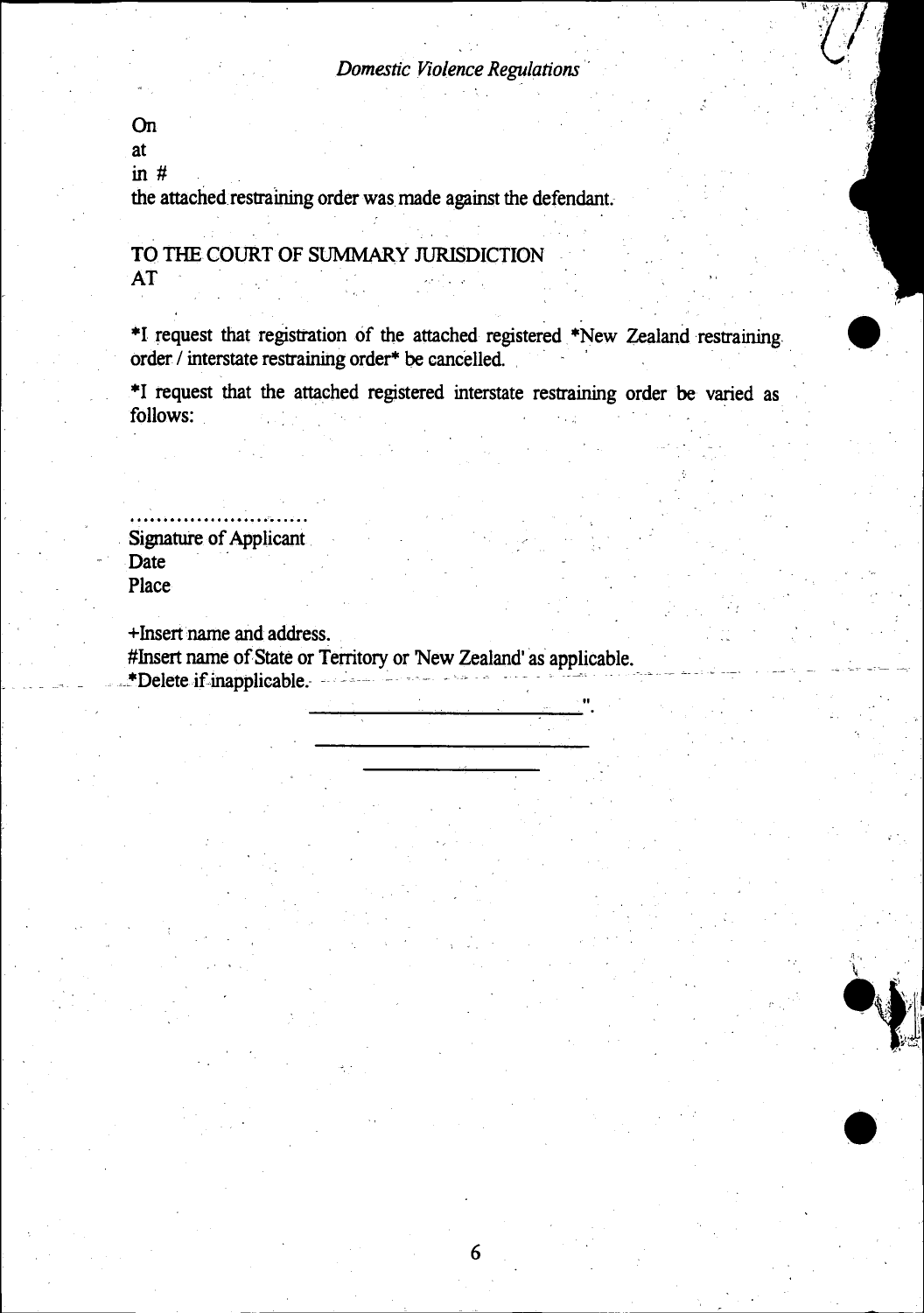On

at

in #

the attached restraining order was made against the defendant.

TO THE COURT OF SUMMARY JURISDICTION
AT

*I request that registration of the attached registered *New Zealand restraining order / interstate restraining order* be cancelled.

*I request that the attached registered interstate restraining order be varied as follows:

..........................
Signature of Applicant
Date
Place

+Insert name and address.
#Insert name of State or Territory or 'New Zealand' as applicable.
*Delete if inapplicable.

".